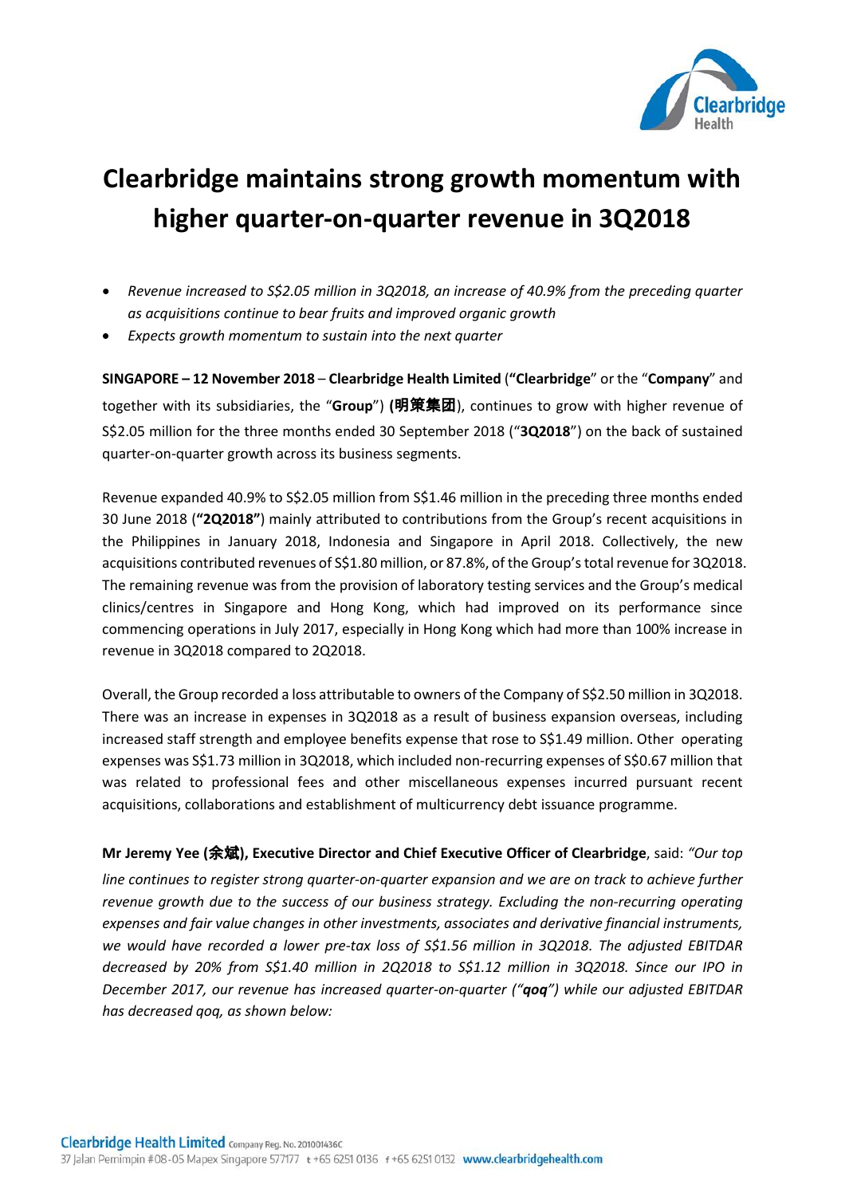# Clearbridge maintains strong growth momentum with higher quarter-on-quarter revenue in 3Q2018

- *Revenue increased to S$2.05 million in 3Q2018, an increase of 40.9% from the preceding quarter as acquisitions continue to bear fruits and improved organic growth*
- *Expects growth momentum to sustain into the next quarter*

**SINGAPORE – 12 November 2018** – **Clearbridge Health Limited** (**"Clearbridge**" or the "**Company**" and together with its subsidiaries, the "**Group**") **(明策集团**), continues to grow with higher revenue of S$2.05 million for the three months ended 30 September 2018 ("**3Q2018**") on the back of sustained quarter-on-quarter growth across its business segments.

Revenue expanded 40.9% to S$2.05 million from S$1.46 million in the preceding three months ended 30 June 2018 (**"2Q2018"**) mainly attributed to contributions from the Group's recent acquisitions in the Philippines in January 2018, Indonesia and Singapore in April 2018. Collectively, the new acquisitions contributed revenues of S$1.80 million, or 87.8%, of the Group's total revenue for 3Q2018. The remaining revenue was from the provision of laboratory testing services and the Group's medical clinics/centres in Singapore and Hong Kong, which had improved on its performance since commencing operations in July 2017, especially in Hong Kong which had more than 100% increase in revenue in 3Q2018 compared to 2Q2018.

Overall, the Group recorded a loss attributable to owners of the Company of S$2.50 million in 3Q2018. There was an increase in expenses in 3Q2018 as a result of business expansion overseas, including increased staff strength and employee benefits expense that rose to S$1.49 million. Other operating expenses was S$1.73 million in 3Q2018, which included non-recurring expenses of S$0.67 million that was related to professional fees and other miscellaneous expenses incurred pursuant recent acquisitions, collaborations and establishment of multicurrency debt issuance programme.

**Mr Jeremy Yee (余斌), Executive Director and Chief Executive Officer of Clearbridge**, said: *"Our top line continues to register strong quarter-on-quarter expansion and we are on track to achieve further revenue growth due to the success of our business strategy. Excluding the non-recurring operating expenses and fair value changes in other investments, associates and derivative financial instruments, we would have recorded a lower pre-tax loss of S$1.56 million in 3Q2018. The adjusted EBITDAR decreased by 20% from S$1.40 million in 2Q2018 to S$1.12 million in 3Q2018. Since our IPO in December 2017, our revenue has increased quarter-on-quarter ("**qoq**") while our adjusted EBITDAR has decreased qoq, as shown below:*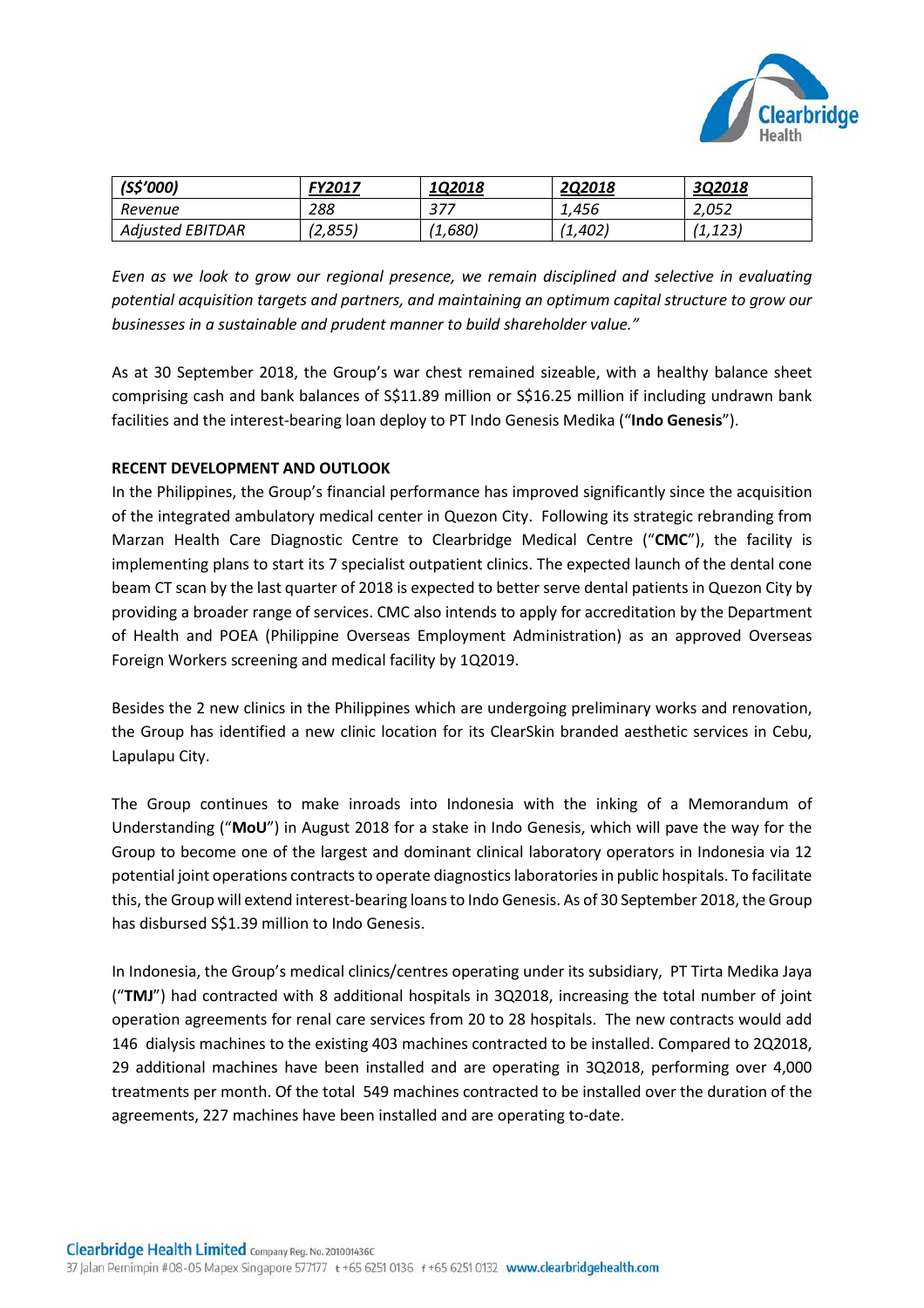| *(S$'000)* | *FY2017* | *1Q2018* | *2Q2018* | *3Q2018* |
|---|---|---|---|---|
| *Revenue* | *288* | *377* | *1,456* | *2,052* |
| *Adjusted EBITDAR* | *(2,855)* | *(1,680)* | *(1,402)* | *(1,123)* |

*Even as we look to grow our regional presence, we remain disciplined and selective in evaluating potential acquisition targets and partners, and maintaining an optimum capital structure to grow our businesses in a sustainable and prudent manner to build shareholder value."*

As at 30 September 2018, the Group's war chest remained sizeable, with a healthy balance sheet comprising cash and bank balances of S$11.89 million or S$16.25 million if including undrawn bank facilities and the interest-bearing loan deploy to PT Indo Genesis Medika ("**Indo Genesis**").

**RECENT DEVELOPMENT AND OUTLOOK**

In the Philippines, the Group's financial performance has improved significantly since the acquisition of the integrated ambulatory medical center in Quezon City. Following its strategic rebranding from Marzan Health Care Diagnostic Centre to Clearbridge Medical Centre ("**CMC**"), the facility is implementing plans to start its 7 specialist outpatient clinics. The expected launch of the dental cone beam CT scan by the last quarter of 2018 is expected to better serve dental patients in Quezon City by providing a broader range of services. CMC also intends to apply for accreditation by the Department of Health and POEA (Philippine Overseas Employment Administration) as an approved Overseas Foreign Workers screening and medical facility by 1Q2019.

Besides the 2 new clinics in the Philippines which are undergoing preliminary works and renovation, the Group has identified a new clinic location for its ClearSkin branded aesthetic services in Cebu, Lapulapu City.

The Group continues to make inroads into Indonesia with the inking of a Memorandum of Understanding ("**MoU**") in August 2018 for a stake in Indo Genesis, which will pave the way for the Group to become one of the largest and dominant clinical laboratory operators in Indonesia via 12 potential joint operations contracts to operate diagnostics laboratories in public hospitals. To facilitate this, the Group will extend interest-bearing loans to Indo Genesis. As of 30 September 2018, the Group has disbursed S$1.39 million to Indo Genesis.

In Indonesia, the Group's medical clinics/centres operating under its subsidiary, PT Tirta Medika Jaya ("**TMJ**") had contracted with 8 additional hospitals in 3Q2018, increasing the total number of joint operation agreements for renal care services from 20 to 28 hospitals. The new contracts would add 146 dialysis machines to the existing 403 machines contracted to be installed. Compared to 2Q2018, 29 additional machines have been installed and are operating in 3Q2018, performing over 4,000 treatments per month. Of the total 549 machines contracted to be installed over the duration of the agreements, 227 machines have been installed and are operating to-date.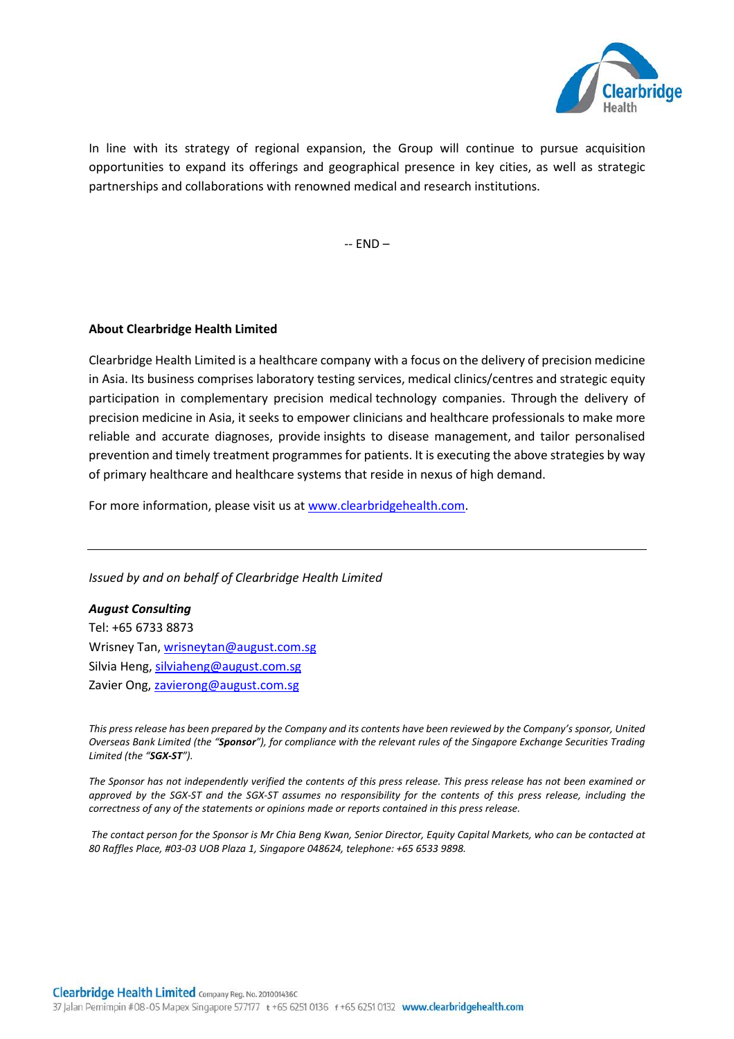In line with its strategy of regional expansion, the Group will continue to pursue acquisition opportunities to expand its offerings and geographical presence in key cities, as well as strategic partnerships and collaborations with renowned medical and research institutions.

-- END –

**About Clearbridge Health Limited**

Clearbridge Health Limited is a healthcare company with a focus on the delivery of precision medicine in Asia. Its business comprises laboratory testing services, medical clinics/centres and strategic equity participation in complementary precision medical technology companies. Through the delivery of precision medicine in Asia, it seeks to empower clinicians and healthcare professionals to make more reliable and accurate diagnoses, provide insights to disease management, and tailor personalised prevention and timely treatment programmes for patients. It is executing the above strategies by way of primary healthcare and healthcare systems that reside in nexus of high demand.

For more information, please visit us at [www.clearbridgehealth.com](www.clearbridgehealth.com).

---

*Issued by and on behalf of Clearbridge Health Limited*

***August Consulting***
Tel: +65 6733 8873
Wrisney Tan, wrisneytan@august.com.sg
Silvia Heng, silviaheng@august.com.sg
Zavier Ong, zavierong@august.com.sg

*This press release has been prepared by the Company and its contents have been reviewed by the Company's sponsor, United Overseas Bank Limited (the "**Sponsor**"), for compliance with the relevant rules of the Singapore Exchange Securities Trading Limited (the "**SGX-ST**").*

*The Sponsor has not independently verified the contents of this press release. This press release has not been examined or approved by the SGX-ST and the SGX-ST assumes no responsibility for the contents of this press release, including the correctness of any of the statements or opinions made or reports contained in this press release.*

*The contact person for the Sponsor is Mr Chia Beng Kwan, Senior Director, Equity Capital Markets, who can be contacted at 80 Raffles Place, #03-03 UOB Plaza 1, Singapore 048624, telephone: +65 6533 9898.*